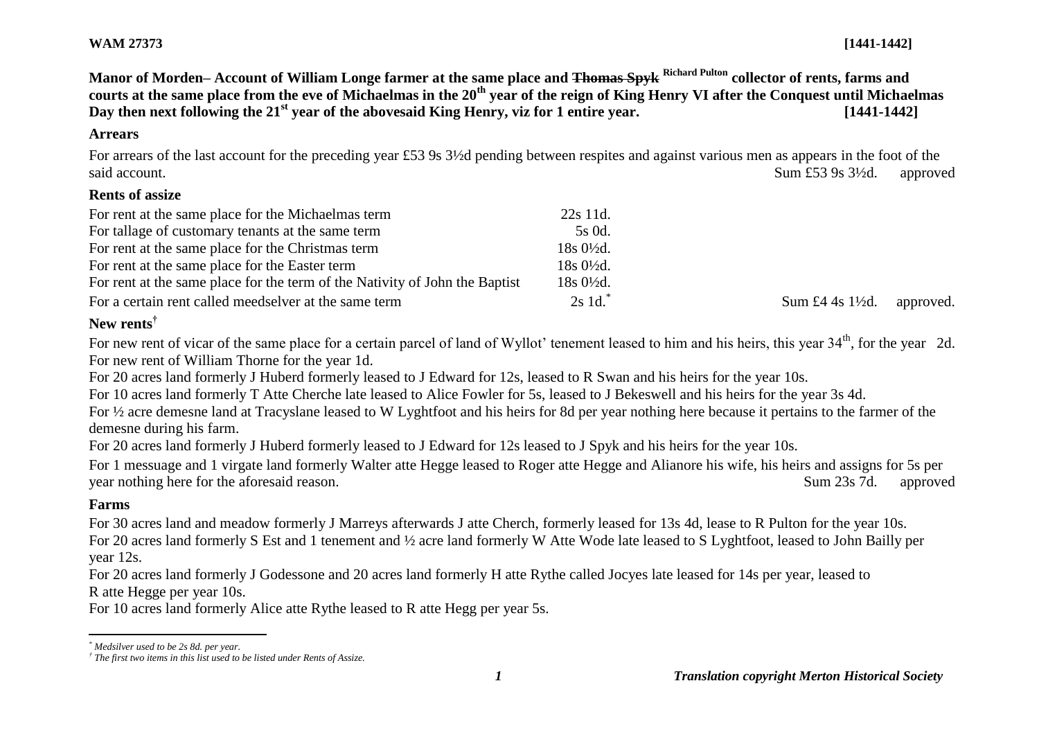**WAM 27373** **[1441-1442]**

**Manor of Morden– Account of William Longe farmer at the same place and ~~Thomas Spyk~~ Richard Pulton collector of rents, farms and courts at the same place from the eve of Michaelmas in the 20th year of the reign of King Henry VI after the Conquest until Michaelmas Day then next following the 21st year of the abovesaid King Henry, viz for 1 entire year.** **[1441-1442]**

### Arrears

For arrears of the last account for the preceding year £53 9s 3½d pending between respites and against various men as appears in the foot of the said account. Sum £53 9s 3½d. approved

### Rents of assize

| | | | |
|---|---|---|---|
| For rent at the same place for the Michaelmas term | 22s 11d. | | |
| For tallage of customary tenants at the same term | 5s 0d. | | |
| For rent at the same place for the Christmas term | 18s 0½d. | | |
| For rent at the same place for the Easter term | 18s 0½d. | | |
| For rent at the same place for the term of the Nativity of John the Baptist | 18s 0½d. | | |
| For a certain rent called meedselver at the same term | 2s 1d.* | Sum £4 4s 1½d. | approved. |

### New rents†

For new rent of vicar of the same place for a certain parcel of land of Wyllot' tenement leased to him and his heirs, this year 34th, for the year 2d.

For new rent of William Thorne for the year 1d.

For 20 acres land formerly J Huberd formerly leased to J Edward for 12s, leased to R Swan and his heirs for the year 10s.

For 10 acres land formerly T Atte Cherche late leased to Alice Fowler for 5s, leased to J Bekeswell and his heirs for the year 3s 4d.

For ½ acre demesne land at Tracyslane leased to W Lyghtfoot and his heirs for 8d per year nothing here because it pertains to the farmer of the demesne during his farm.

For 20 acres land formerly J Huberd formerly leased to J Edward for 12s leased to J Spyk and his heirs for the year 10s.

For 1 messuage and 1 virgate land formerly Walter atte Hegge leased to Roger atte Hegge and Alianore his wife, his heirs and assigns for 5s per year nothing here for the aforesaid reason. Sum 23s 7d. approved

### Farms

For 30 acres land and meadow formerly J Marreys afterwards J atte Cherch, formerly leased for 13s 4d, lease to R Pulton for the year 10s.

For 20 acres land formerly S Est and 1 tenement and ½ acre land formerly W Atte Wode late leased to S Lyghtfoot, leased to John Bailly per year 12s.

For 20 acres land formerly J Godessone and 20 acres land formerly H atte Rythe called Jocyes late leased for 14s per year, leased to R atte Hegge per year 10s.

For 10 acres land formerly Alice atte Rythe leased to R atte Hegg per year 5s.

---

*\* Medsilver used to be 2s 8d. per year.*

*† The first two items in this list used to be listed under Rents of Assize.*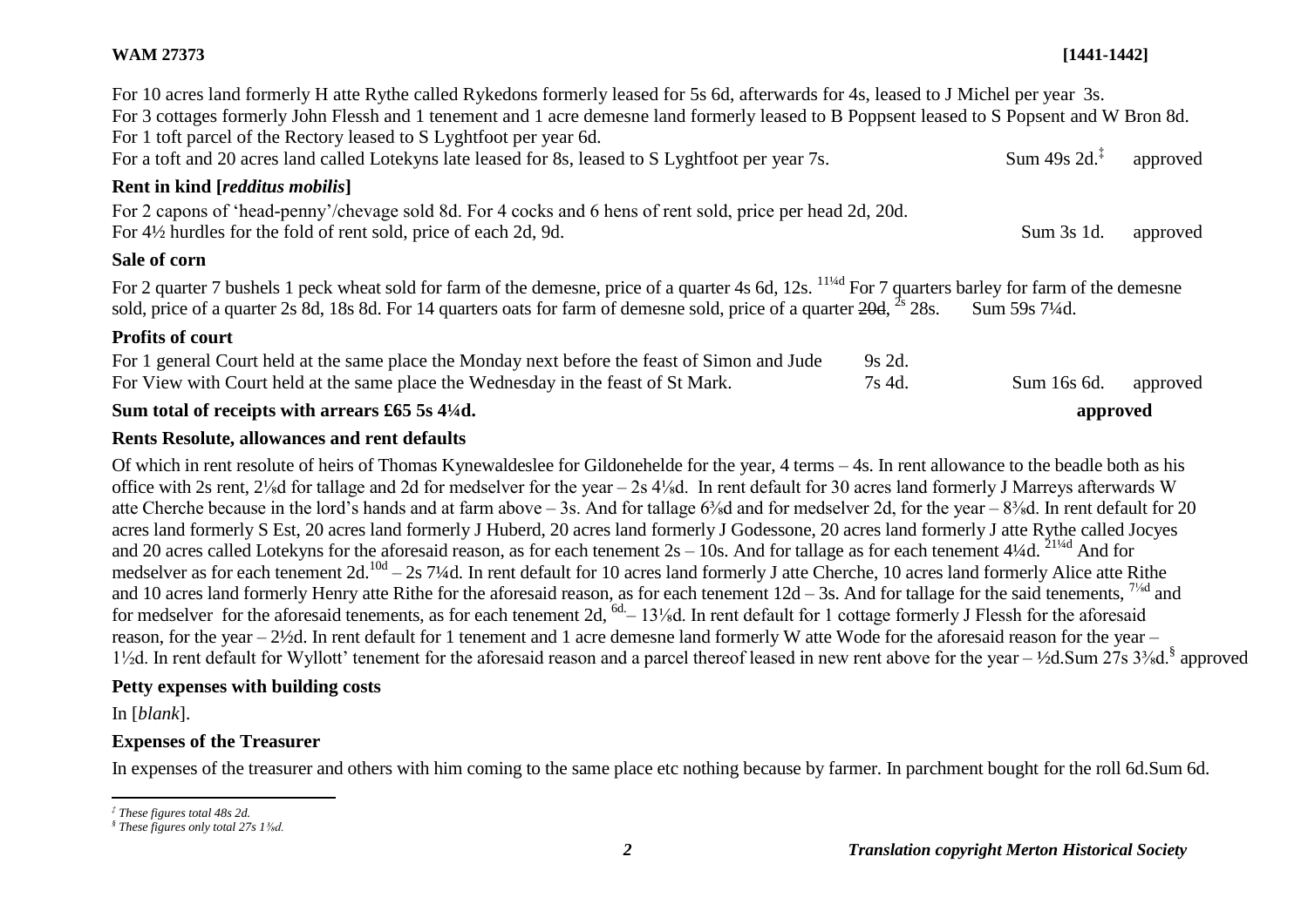For 10 acres land formerly H atte Rythe called Rykedons formerly leased for 5s 6d, afterwards for 4s, leased to J Michel per year 3s.
For 3 cottages formerly John Flessh and 1 tenement and 1 acre demesne land formerly leased to B Poppsent leased to S Popsent and W Bron 8d.
For 1 toft parcel of the Rectory leased to S Lyghtfoot per year 6d.
For a toft and 20 acres land called Lotekyns late leased for 8s, leased to S Lyghtfoot per year 7s. Sum 49s 2d.[‡] approved

**Rent in kind [*redditus mobilis*]**

For 2 capons of 'head-penny'/chevage sold 8d. For 4 cocks and 6 hens of rent sold, price per head 2d, 20d.
For 4½ hurdles for the fold of rent sold, price of each 2d, 9d. Sum 3s 1d. approved

**Sale of corn**

For 2 quarter 7 bushels 1 peck wheat sold for farm of the demesne, price of a quarter 4s 6d, 12s. [11¼d] For 7 quarters barley for farm of the demesne sold, price of a quarter 2s 8d, 18s 8d. For 14 quarters oats for farm of demesne sold, price of a quarter ~~20d,~~ [2s] 28s. Sum 59s 7¼d.

**Profits of court**

For 1 general Court held at the same place the Monday next before the feast of Simon and Jude 9s 2d.
For View with Court held at the same place the Wednesday in the feast of St Mark. 7s 4d. Sum 16s 6d. approved

**Sum total of receipts with arrears £65 5s 4¼d.** **approved**

**Rents Resolute, allowances and rent defaults**

Of which in rent resolute of heirs of Thomas Kynewaldeslee for Gildonehelde for the year, 4 terms – 4s. In rent allowance to the beadle both as his office with 2s rent, 2⅛d for tallage and 2d for medselver for the year – 2s 4⅛d. In rent default for 30 acres land formerly J Marreys afterwards W atte Cherche because in the lord's hands and at farm above – 3s. And for tallage 6⅜d and for medselver 2d, for the year – 8⅜d. In rent default for 20 acres land formerly S Est, 20 acres land formerly J Huberd, 20 acres land formerly J Godessone, 20 acres land formerly J atte Rythe called Jocyes and 20 acres called Lotekyns for the aforesaid reason, as for each tenement 2s – 10s. And for tallage as for each tenement 4¼d. [21¼d] And for medselver as for each tenement 2d.[10d] – 2s 7¼d. In rent default for 10 acres land formerly J atte Cherche, 10 acres land formerly Alice atte Rithe and 10 acres land formerly Henry atte Rithe for the aforesaid reason, as for each tenement 12d – 3s. And for tallage for the said tenements, [7⅛d] and for medselver for the aforesaid tenements, as for each tenement 2d, [6d] – 13⅛d. In rent default for 1 cottage formerly J Flessh for the aforesaid reason, for the year – 2½d. In rent default for 1 tenement and 1 acre demesne land formerly W atte Wode for the aforesaid reason for the year – 1½d. In rent default for Wyllott' tenement for the aforesaid reason and a parcel thereof leased in new rent above for the year – ½d. Sum 27s 3⅜d.[§] approved

**Petty expenses with building costs**

In [*blank*].

**Expenses of the Treasurer**

In expenses of the treasurer and others with him coming to the same place etc nothing because by farmer. In parchment bought for the roll 6d. Sum 6d.

---

*‡ These figures total 48s 2d.*
*§ These figures only total 27s 1⅜d.*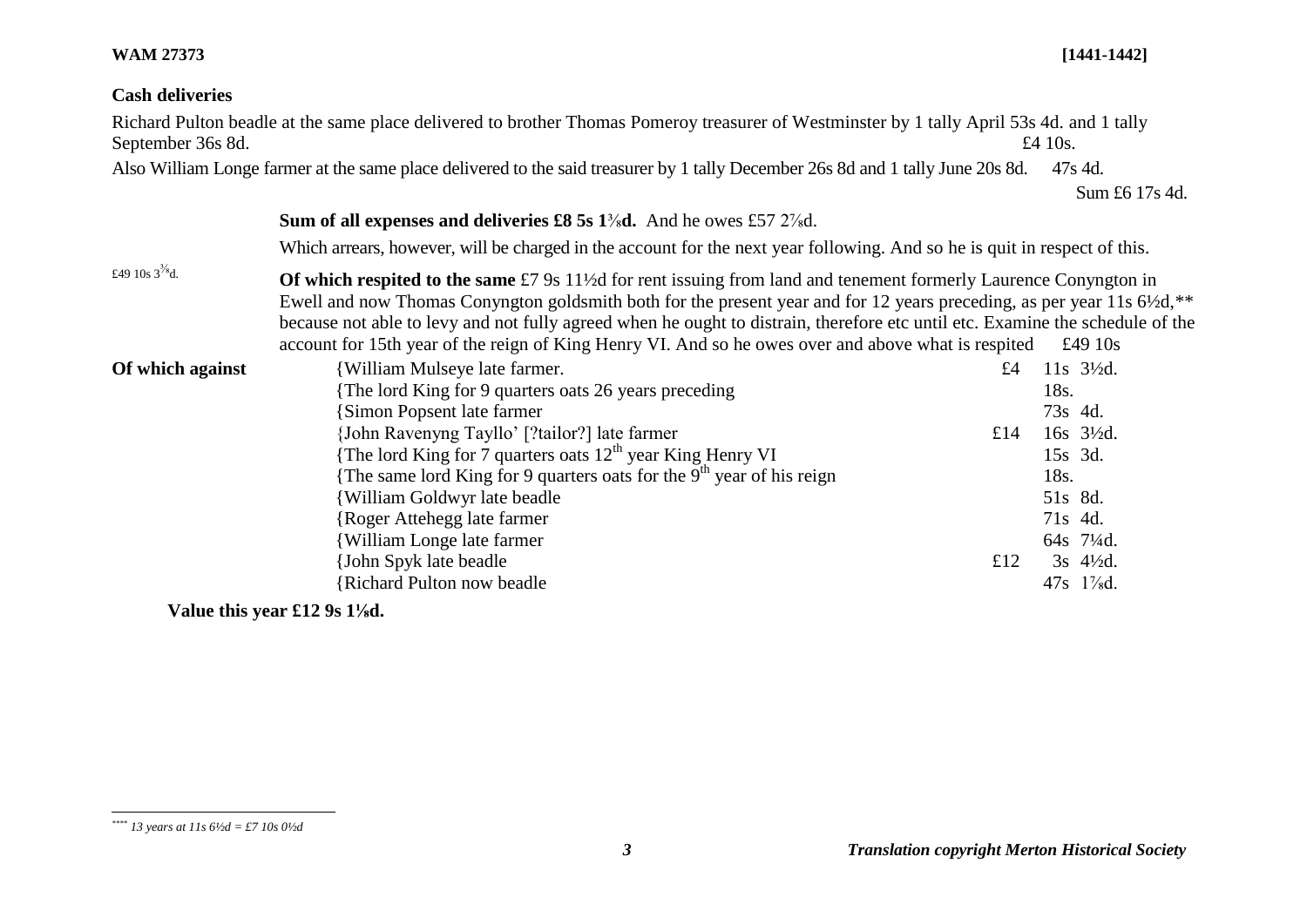**WAM 27373** **[1441-1442]**

**Cash deliveries**

Richard Pulton beadle at the same place delivered to brother Thomas Pomeroy treasurer of Westminster by 1 tally April 53s 4d. and 1 tally September 36s 8d. £4 10s.

Also William Longe farmer at the same place delivered to the said treasurer by 1 tally December 26s 8d and 1 tally June 20s 8d. 47s 4d.

Sum £6 17s 4d.

**Sum of all expenses and deliveries £8 5s 1⅜d.** And he owes £57 2⅞d.

Which arrears, however, will be charged in the account for the next year following. And so he is quit in respect of this.

£49 10s 3⅜d. **Of which respited to the same** £7 9s 11½d for rent issuing from land and tenement formerly Laurence Conyngton in Ewell and now Thomas Conyngton goldsmith both for the present year and for 12 years preceding, as per year 11s 6½d,** because not able to levy and not fully agreed when he ought to distrain, therefore etc until etc. Examine the schedule of the account for 15th year of the reign of King Henry VI. And so he owes over and above what is respited £49 10s

**Of which against**

| | | | |
|---|---|---|---|
| {William Mulseye late farmer. | £4 | 11s | 3½d. |
| {The lord King for 9 quarters oats 26 years preceding | | 18s. | |
| {Simon Popsent late farmer | | 73s | 4d. |
| {John Ravenyng Tayllo' [?tailor?] late farmer | £14 | 16s | 3½d. |
| {The lord King for 7 quarters oats 12th year King Henry VI | | 15s | 3d. |
| {The same lord King for 9 quarters oats for the 9th year of his reign | | 18s. | |
| {William Goldwyr late beadle | | 51s | 8d. |
| {Roger Attehegg late farmer | | 71s | 4d. |
| {William Longe late farmer | | 64s | 7¼d. |
| {John Spyk late beadle | £12 | 3s | 4½d. |
| {Richard Pulton now beadle | | 47s | 1⅞d. |

**Value this year £12 9s 1⅛d.**

---

** *13 years at 11s 6½d = £7 10s 0½d*

*Translation copyright Merton Historical Society*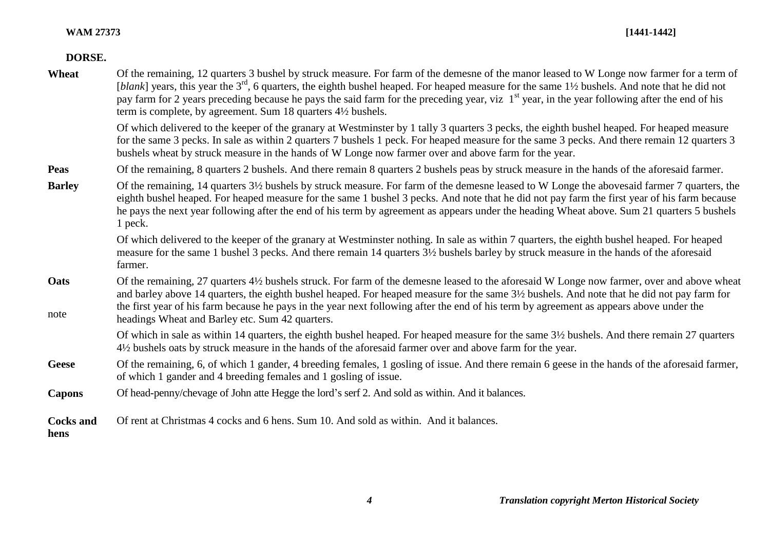**WAM 27373** **[1441-1442]**

**DORSE.**

| | |
|---|---|
| **Wheat** | Of the remaining, 12 quarters 3 bushel by struck measure. For farm of the demesne of the manor leased to W Longe now farmer for a term of [*blank*] years, this year the 3rd, 6 quarters, the eighth bushel heaped. For heaped measure for the same 1½ bushels. And note that he did not pay farm for 2 years preceding because he pays the said farm for the preceding year, viz 1st year, in the year following after the end of his term is complete, by agreement. Sum 18 quarters 4½ bushels. |
| | Of which delivered to the keeper of the granary at Westminster by 1 tally 3 quarters 3 pecks, the eighth bushel heaped. For heaped measure for the same 3 pecks. In sale as within 2 quarters 7 bushels 1 peck. For heaped measure for the same 3 pecks. And there remain 12 quarters 3 bushels wheat by struck measure in the hands of W Longe now farmer over and above farm for the year. |
| **Peas** | Of the remaining, 8 quarters 2 bushels. And there remain 8 quarters 2 bushels peas by struck measure in the hands of the aforesaid farmer. |
| **Barley** | Of the remaining, 14 quarters 3½ bushels by struck measure. For farm of the demesne leased to W Longe the abovesaid farmer 7 quarters, the eighth bushel heaped. For heaped measure for the same 1 bushel 3 pecks. And note that he did not pay farm the first year of his farm because he pays the next year following after the end of his term by agreement as appears under the heading Wheat above. Sum 21 quarters 5 bushels 1 peck. |
| | Of which delivered to the keeper of the granary at Westminster nothing. In sale as within 7 quarters, the eighth bushel heaped. For heaped measure for the same 1 bushel 3 pecks. And there remain 14 quarters 3½ bushels barley by struck measure in the hands of the aforesaid farmer. |
| **Oats**<br><br>note | Of the remaining, 27 quarters 4½ bushels struck. For farm of the demesne leased to the aforesaid W Longe now farmer, over and above wheat and barley above 14 quarters, the eighth bushel heaped. For heaped measure for the same 3½ bushels. And note that he did not pay farm for the first year of his farm because he pays in the year next following after the end of his term by agreement as appears above under the headings Wheat and Barley etc. Sum 42 quarters. |
| | Of which in sale as within 14 quarters, the eighth bushel heaped. For heaped measure for the same 3½ bushels. And there remain 27 quarters 4½ bushels oats by struck measure in the hands of the aforesaid farmer over and above farm for the year. |
| **Geese** | Of the remaining, 6, of which 1 gander, 4 breeding females, 1 gosling of issue. And there remain 6 geese in the hands of the aforesaid farmer, of which 1 gander and 4 breeding females and 1 gosling of issue. |
| **Capons** | Of head-penny/chevage of John atte Hegge the lord's serf 2. And sold as within. And it balances. |
| **Cocks and hens** | Of rent at Christmas 4 cocks and 6 hens. Sum 10. And sold as within. And it balances. |

*Translation copyright Merton Historical Society*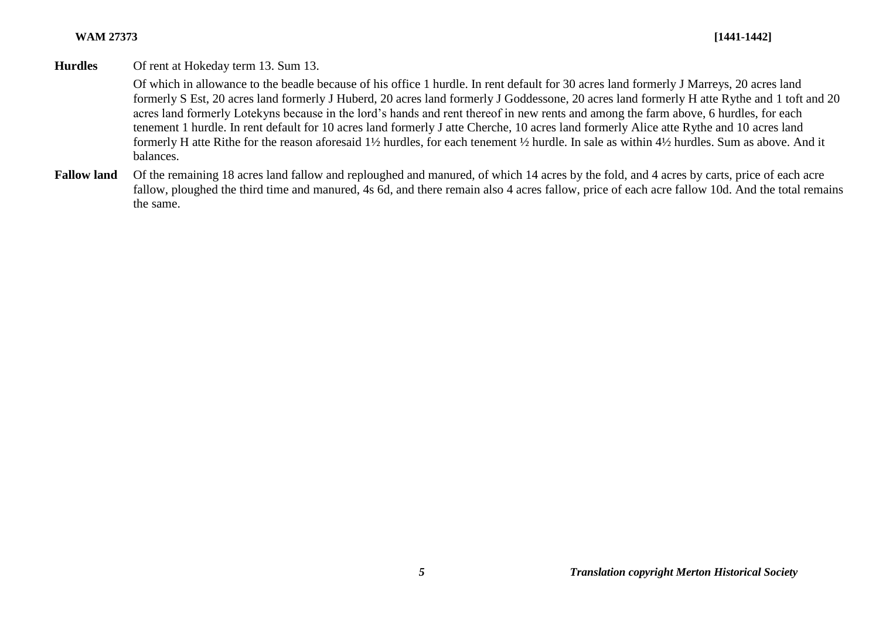**Hurdles** Of rent at Hokeday term 13. Sum 13.

Of which in allowance to the beadle because of his office 1 hurdle. In rent default for 30 acres land formerly J Marreys, 20 acres land formerly S Est, 20 acres land formerly J Huberd, 20 acres land formerly J Goddessone, 20 acres land formerly H atte Rythe and 1 toft and 20 acres land formerly Lotekyns because in the lord's hands and rent thereof in new rents and among the farm above, 6 hurdles, for each tenement 1 hurdle. In rent default for 10 acres land formerly J atte Cherche, 10 acres land formerly Alice atte Rythe and 10 acres land formerly H atte Rithe for the reason aforesaid 1½ hurdles, for each tenement ½ hurdle. In sale as within 4½ hurdles. Sum as above. And it balances.

**Fallow land** Of the remaining 18 acres land fallow and reploughed and manured, of which 14 acres by the fold, and 4 acres by carts, price of each acre fallow, ploughed the third time and manured, 4s 6d, and there remain also 4 acres fallow, price of each acre fallow 10d. And the total remains the same.